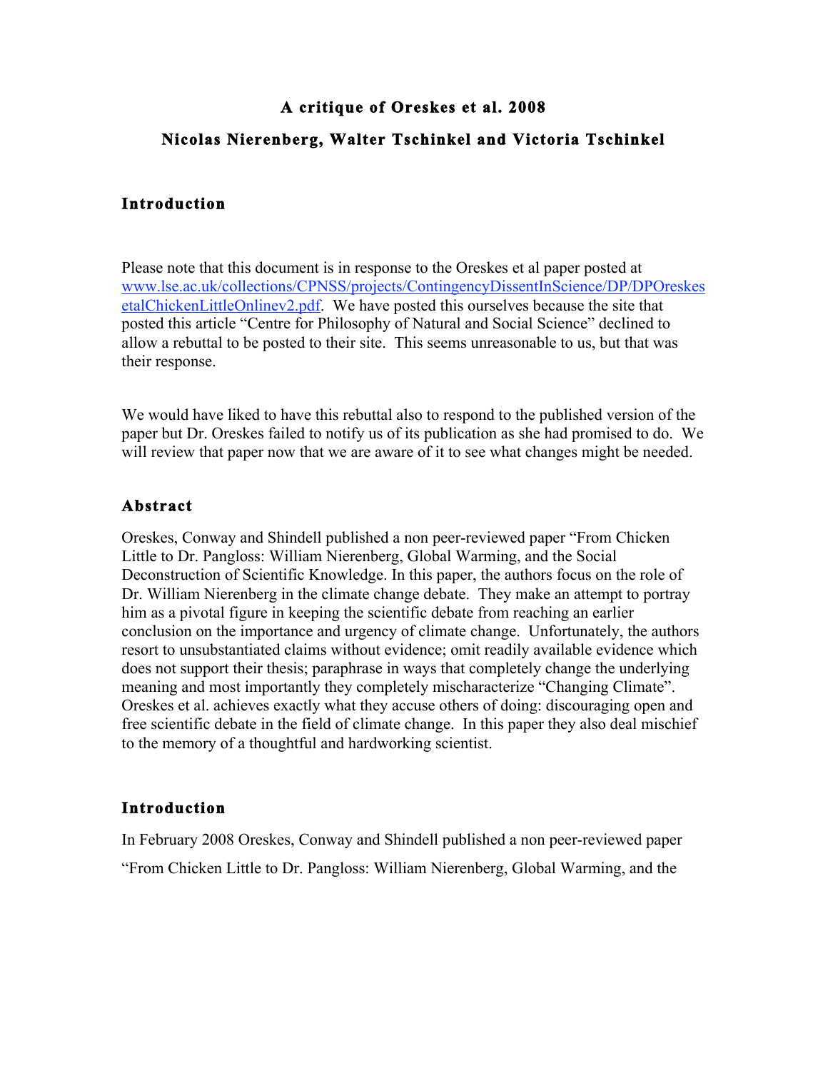# A critique of Oreskes et al. 2008

## Nicolas Nierenberg, Walter Tschinkel and Victoria Tschinkel

## Introduction

Please note that this document is in response to the Oreskes et al paper posted at [www.lse.ac.uk/collections/CPNSS/projects/ContingencyDissentInScience/DP/DPOreskesetalChickenLittleOnlinev2.pdf](www.lse.ac.uk/collections/CPNSS/projects/ContingencyDissentInScience/DP/DPOreskesetalChickenLittleOnlinev2.pdf). We have posted this ourselves because the site that posted this article "Centre for Philosophy of Natural and Social Science" declined to allow a rebuttal to be posted to their site. This seems unreasonable to us, but that was their response.

We would have liked to have this rebuttal also to respond to the published version of the paper but Dr. Oreskes failed to notify us of its publication as she had promised to do. We will review that paper now that we are aware of it to see what changes might be needed.

## Abstract

Oreskes, Conway and Shindell published a non peer-reviewed paper "From Chicken Little to Dr. Pangloss: William Nierenberg, Global Warming, and the Social Deconstruction of Scientific Knowledge. In this paper, the authors focus on the role of Dr. William Nierenberg in the climate change debate. They make an attempt to portray him as a pivotal figure in keeping the scientific debate from reaching an earlier conclusion on the importance and urgency of climate change. Unfortunately, the authors resort to unsubstantiated claims without evidence; omit readily available evidence which does not support their thesis; paraphrase in ways that completely change the underlying meaning and most importantly they completely mischaracterize "Changing Climate". Oreskes et al. achieves exactly what they accuse others of doing: discouraging open and free scientific debate in the field of climate change. In this paper they also deal mischief to the memory of a thoughtful and hardworking scientist.

## Introduction

In February 2008 Oreskes, Conway and Shindell published a non peer-reviewed paper "From Chicken Little to Dr. Pangloss: William Nierenberg, Global Warming, and the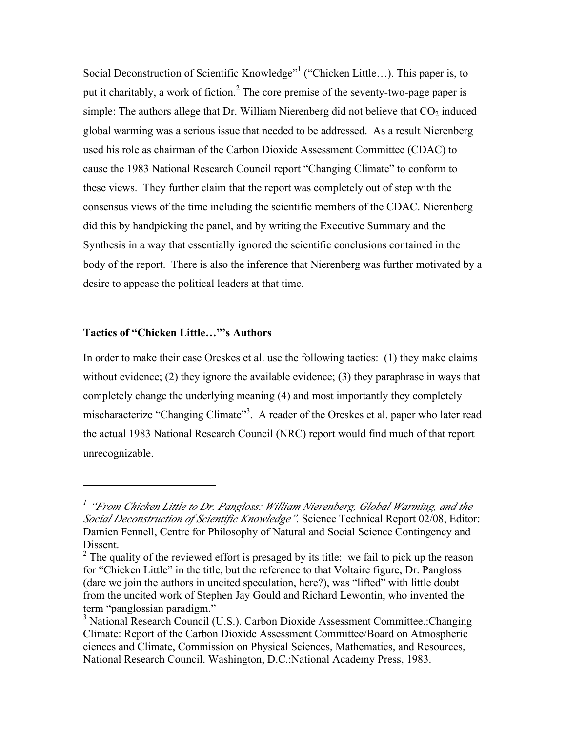Social Deconstruction of Scientific Knowledge"[1] ("Chicken Little…). This paper is, to put it charitably, a work of fiction.[2] The core premise of the seventy-two-page paper is simple: The authors allege that Dr. William Nierenberg did not believe that $CO_2$ induced global warming was a serious issue that needed to be addressed. As a result Nierenberg used his role as chairman of the Carbon Dioxide Assessment Committee (CDAC) to cause the 1983 National Research Council report "Changing Climate" to conform to these views. They further claim that the report was completely out of step with the consensus views of the time including the scientific members of the CDAC. Nierenberg did this by handpicking the panel, and by writing the Executive Summary and the Synthesis in a way that essentially ignored the scientific conclusions contained in the body of the report. There is also the inference that Nierenberg was further motivated by a desire to appease the political leaders at that time.

**Tactics of "Chicken Little…"'s Authors**

In order to make their case Oreskes et al. use the following tactics: (1) they make claims without evidence; (2) they ignore the available evidence; (3) they paraphrase in ways that completely change the underlying meaning (4) and most importantly they completely mischaracterize "Changing Climate"[3]. A reader of the Oreskes et al. paper who later read the actual 1983 National Research Council (NRC) report would find much of that report unrecognizable.

---

[1] *"From Chicken Little to Dr. Pangloss: William Nierenberg, Global Warming, and the Social Deconstruction of Scientific Knowledge".* Science Technical Report 02/08, Editor: Damien Fennell, Centre for Philosophy of Natural and Social Science Contingency and Dissent.

[2] The quality of the reviewed effort is presaged by its title: we fail to pick up the reason for "Chicken Little" in the title, but the reference to that Voltaire figure, Dr. Pangloss (dare we join the authors in uncited speculation, here?), was "lifted" with little doubt from the uncited work of Stephen Jay Gould and Richard Lewontin, who invented the term "panglossian paradigm."

[3] National Research Council (U.S.). Carbon Dioxide Assessment Committee.:Changing Climate: Report of the Carbon Dioxide Assessment Committee/Board on Atmospheric ciences and Climate, Commission on Physical Sciences, Mathematics, and Resources, National Research Council. Washington, D.C.:National Academy Press, 1983.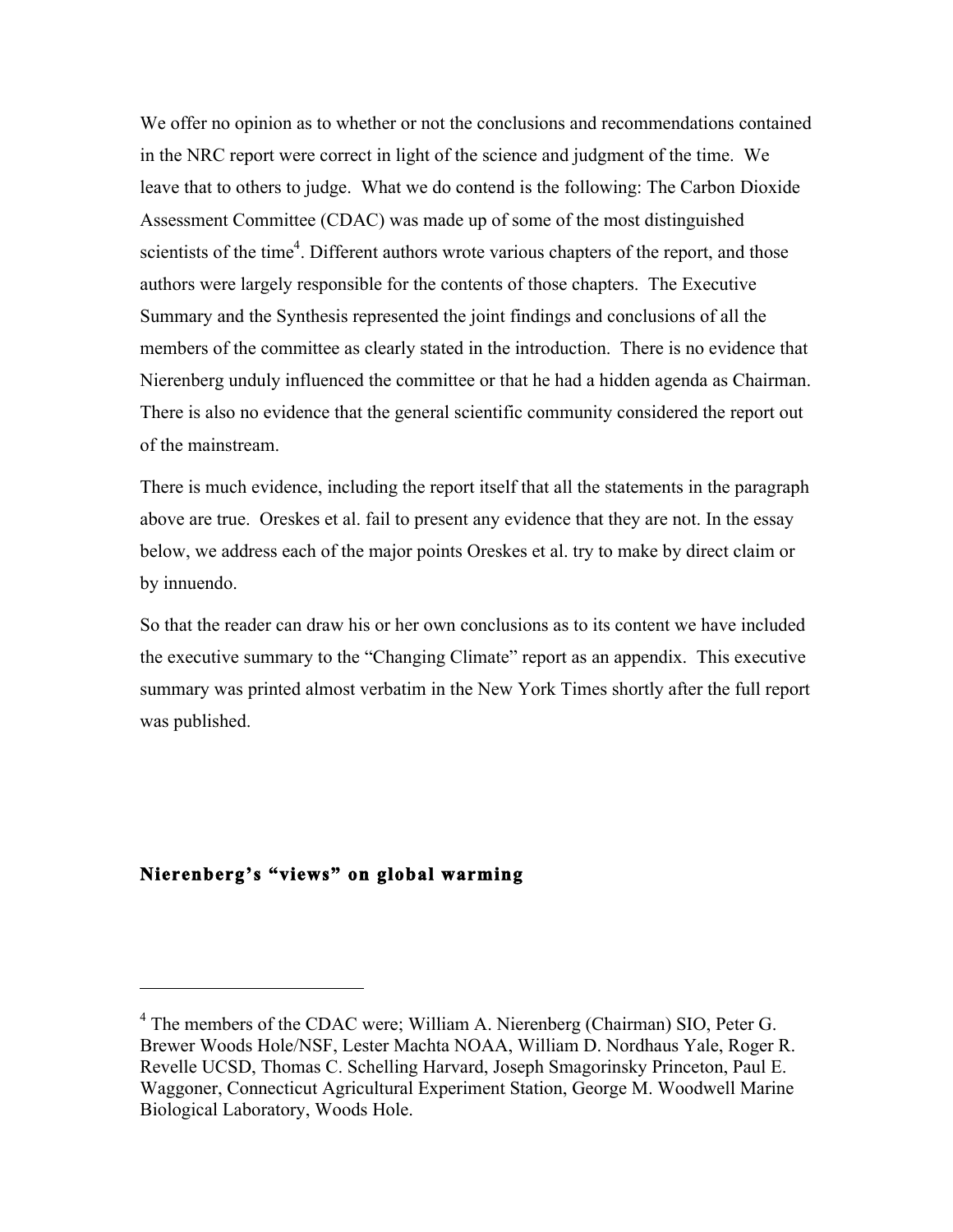We offer no opinion as to whether or not the conclusions and recommendations contained in the NRC report were correct in light of the science and judgment of the time. We leave that to others to judge. What we do contend is the following: The Carbon Dioxide Assessment Committee (CDAC) was made up of some of the most distinguished scientists of the time[4]. Different authors wrote various chapters of the report, and those authors were largely responsible for the contents of those chapters. The Executive Summary and the Synthesis represented the joint findings and conclusions of all the members of the committee as clearly stated in the introduction. There is no evidence that Nierenberg unduly influenced the committee or that he had a hidden agenda as Chairman. There is also no evidence that the general scientific community considered the report out of the mainstream.

There is much evidence, including the report itself that all the statements in the paragraph above are true. Oreskes et al. fail to present any evidence that they are not. In the essay below, we address each of the major points Oreskes et al. try to make by direct claim or by innuendo.

So that the reader can draw his or her own conclusions as to its content we have included the executive summary to the "Changing Climate" report as an appendix. This executive summary was printed almost verbatim in the New York Times shortly after the full report was published.

## Nierenberg's "views" on global warming

[4] The members of the CDAC were; William A. Nierenberg (Chairman) SIO, Peter G. Brewer Woods Hole/NSF, Lester Machta NOAA, William D. Nordhaus Yale, Roger R. Revelle UCSD, Thomas C. Schelling Harvard, Joseph Smagorinsky Princeton, Paul E. Waggoner, Connecticut Agricultural Experiment Station, George M. Woodwell Marine Biological Laboratory, Woods Hole.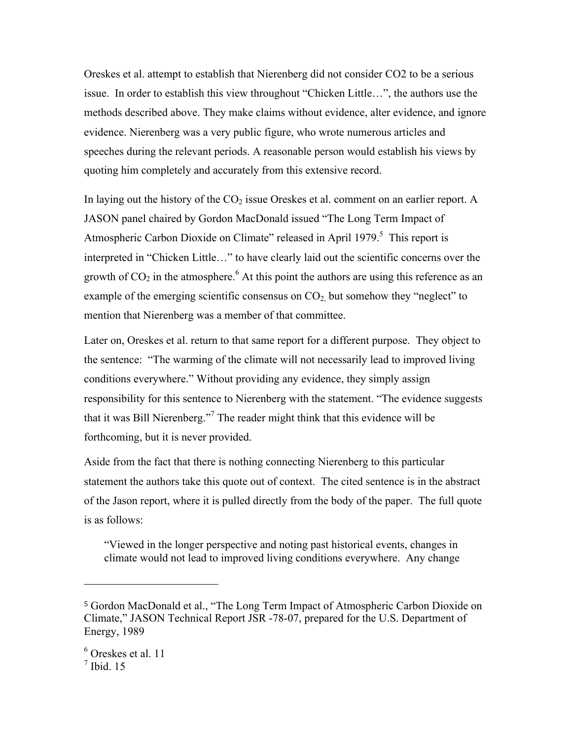Oreskes et al. attempt to establish that Nierenberg did not consider CO2 to be a serious issue. In order to establish this view throughout "Chicken Little…", the authors use the methods described above. They make claims without evidence, alter evidence, and ignore evidence. Nierenberg was a very public figure, who wrote numerous articles and speeches during the relevant periods. A reasonable person would establish his views by quoting him completely and accurately from this extensive record.

In laying out the history of the $CO_2$ issue Oreskes et al. comment on an earlier report. A JASON panel chaired by Gordon MacDonald issued "The Long Term Impact of Atmospheric Carbon Dioxide on Climate" released in April 1979.[5] This report is interpreted in "Chicken Little…" to have clearly laid out the scientific concerns over the growth of $CO_2$ in the atmosphere.[6] At this point the authors are using this reference as an example of the emerging scientific consensus on $CO_2$, but somehow they "neglect" to mention that Nierenberg was a member of that committee.

Later on, Oreskes et al. return to that same report for a different purpose. They object to the sentence: "The warming of the climate will not necessarily lead to improved living conditions everywhere." Without providing any evidence, they simply assign responsibility for this sentence to Nierenberg with the statement. "The evidence suggests that it was Bill Nierenberg."[7] The reader might think that this evidence will be forthcoming, but it is never provided.

Aside from the fact that there is nothing connecting Nierenberg to this particular statement the authors take this quote out of context. The cited sentence is in the abstract of the Jason report, where it is pulled directly from the body of the paper. The full quote is as follows:

> "Viewed in the longer perspective and noting past historical events, changes in climate would not lead to improved living conditions everywhere. Any change

---

[5] Gordon MacDonald et al., "The Long Term Impact of Atmospheric Carbon Dioxide on Climate," JASON Technical Report JSR -78-07, prepared for the U.S. Department of Energy, 1989

[6] Oreskes et al. 11

[7] Ibid. 15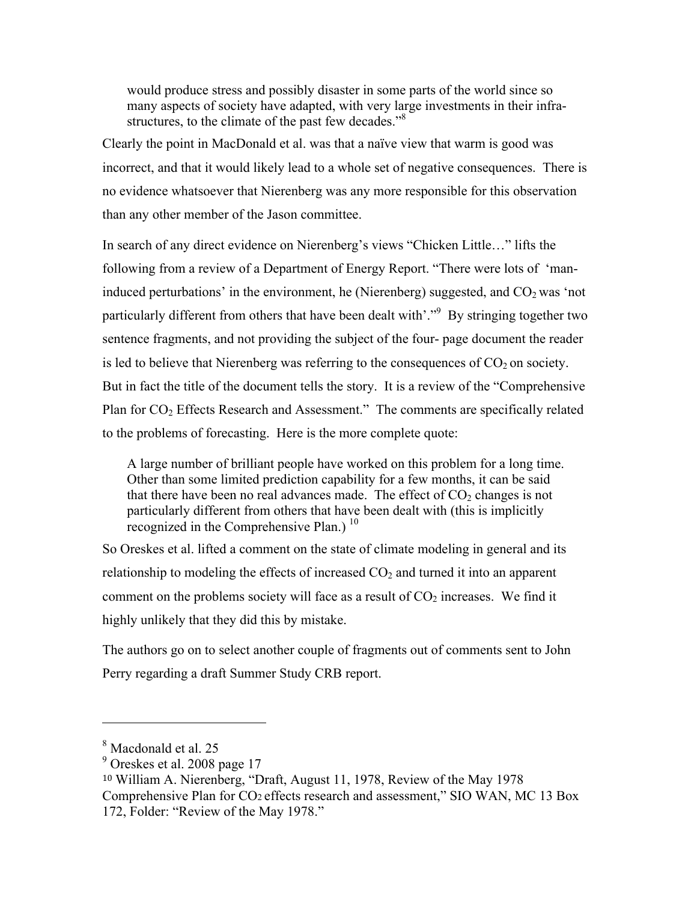> would produce stress and possibly disaster in some parts of the world since so many aspects of society have adapted, with very large investments in their infra-structures, to the climate of the past few decades."[8]

Clearly the point in MacDonald et al. was that a naïve view that warm is good was incorrect, and that it would likely lead to a whole set of negative consequences. There is no evidence whatsoever that Nierenberg was any more responsible for this observation than any other member of the Jason committee.

In search of any direct evidence on Nierenberg's views "Chicken Little…" lifts the following from a review of a Department of Energy Report. "There were lots of 'man-induced perturbations' in the environment, he (Nierenberg) suggested, and $CO_2$ was 'not particularly different from others that have been dealt with'."[9] By stringing together two sentence fragments, and not providing the subject of the four- page document the reader is led to believe that Nierenberg was referring to the consequences of $CO_2$ on society. But in fact the title of the document tells the story. It is a review of the "Comprehensive Plan for $CO_2$ Effects Research and Assessment." The comments are specifically related to the problems of forecasting. Here is the more complete quote:

> A large number of brilliant people have worked on this problem for a long time. Other than some limited prediction capability for a few months, it can be said that there have been no real advances made. The effect of $CO_2$ changes is not particularly different from others that have been dealt with (this is implicitly recognized in the Comprehensive Plan.)[10]

So Oreskes et al. lifted a comment on the state of climate modeling in general and its relationship to modeling the effects of increased $CO_2$ and turned it into an apparent comment on the problems society will face as a result of $CO_2$ increases. We find it highly unlikely that they did this by mistake.

The authors go on to select another couple of fragments out of comments sent to John Perry regarding a draft Summer Study CRB report.

---

[8] Macdonald et al. 25

[9] Oreskes et al. 2008 page 17

[10] William A. Nierenberg, "Draft, August 11, 1978, Review of the May 1978 Comprehensive Plan for $CO_2$ effects research and assessment," SIO WAN, MC 13 Box 172, Folder: "Review of the May 1978."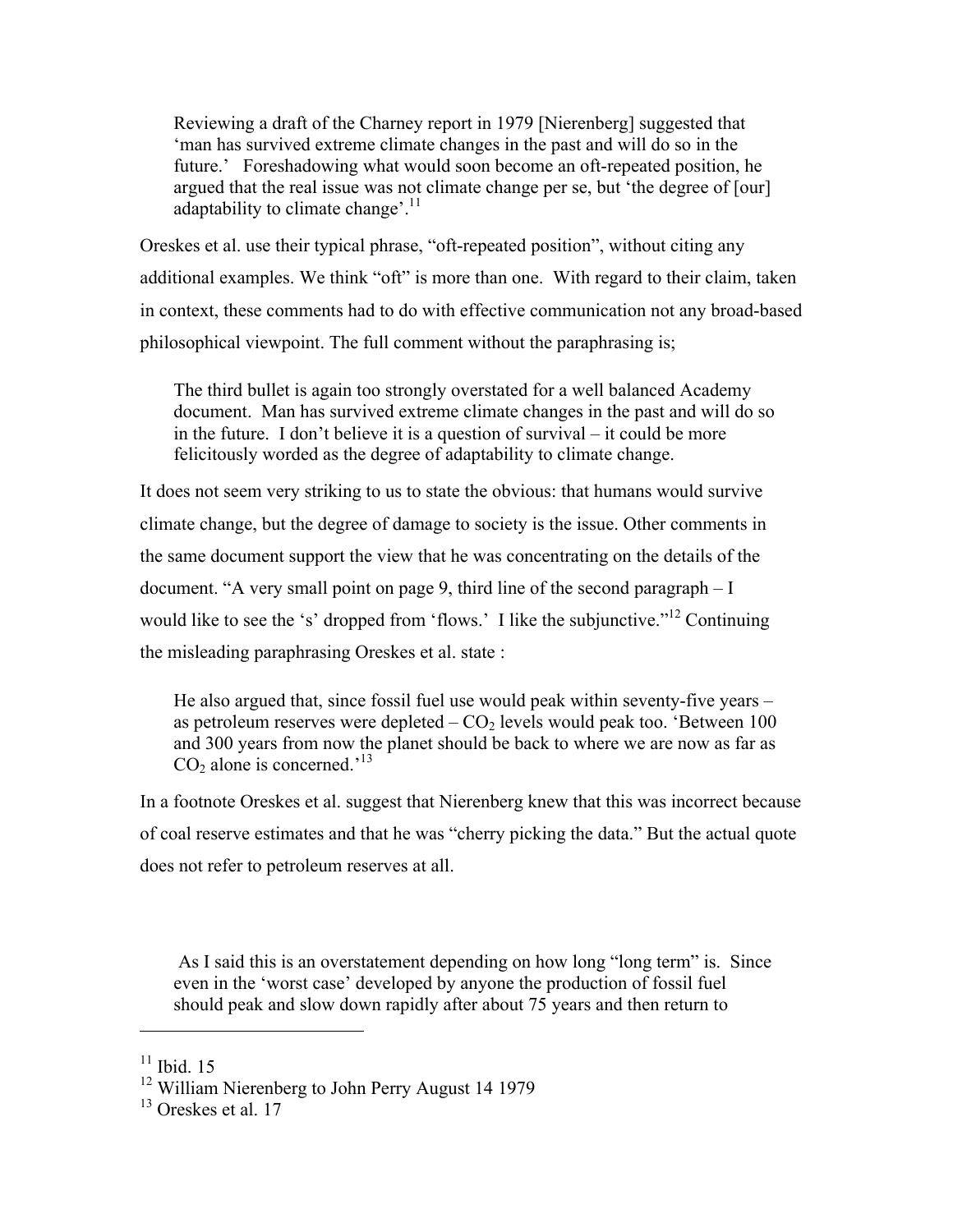> Reviewing a draft of the Charney report in 1979 [Nierenberg] suggested that 'man has survived extreme climate changes in the past and will do so in the future.' Foreshadowing what would soon become an oft-repeated position, he argued that the real issue was not climate change per se, but 'the degree of [our] adaptability to climate change'.[11]

Oreskes et al. use their typical phrase, "oft-repeated position", without citing any additional examples. We think "oft" is more than one. With regard to their claim, taken in context, these comments had to do with effective communication not any broad-based philosophical viewpoint. The full comment without the paraphrasing is;

> The third bullet is again too strongly overstated for a well balanced Academy document. Man has survived extreme climate changes in the past and will do so in the future. I don't believe it is a question of survival – it could be more felicitously worded as the degree of adaptability to climate change.

It does not seem very striking to us to state the obvious: that humans would survive climate change, but the degree of damage to society is the issue. Other comments in the same document support the view that he was concentrating on the details of the document. "A very small point on page 9, third line of the second paragraph – I would like to see the 's' dropped from 'flows.' I like the subjunctive."[12] Continuing the misleading paraphrasing Oreskes et al. state :

> He also argued that, since fossil fuel use would peak within seventy-five years – as petroleum reserves were depleted – $CO_2$ levels would peak too. 'Between 100 and 300 years from now the planet should be back to where we are now as far as $CO_2$ alone is concerned.'[13]

In a footnote Oreskes et al. suggest that Nierenberg knew that this was incorrect because of coal reserve estimates and that he was "cherry picking the data." But the actual quote does not refer to petroleum reserves at all.

> As I said this is an overstatement depending on how long "long term" is. Since even in the 'worst case' developed by anyone the production of fossil fuel should peak and slow down rapidly after about 75 years and then return to

---

[11] Ibid. 15

[12] William Nierenberg to John Perry August 14 1979

[13] Oreskes et al. 17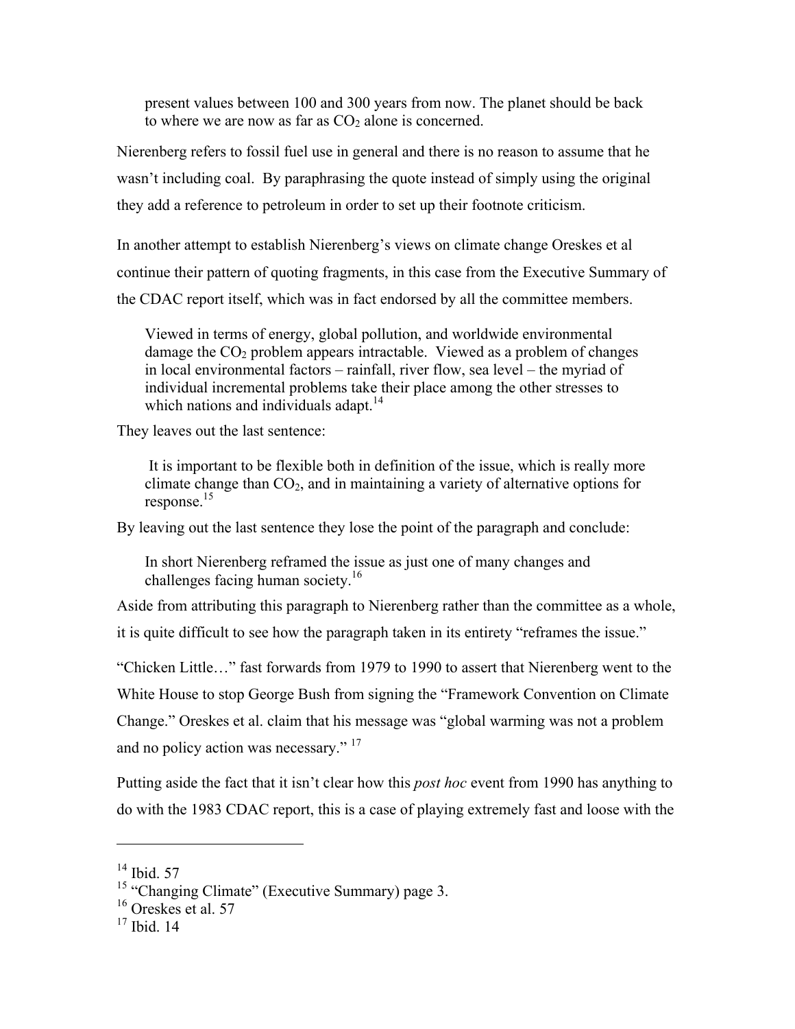> present values between 100 and 300 years from now. The planet should be back to where we are now as far as $CO_2$ alone is concerned.

Nierenberg refers to fossil fuel use in general and there is no reason to assume that he wasn't including coal. By paraphrasing the quote instead of simply using the original they add a reference to petroleum in order to set up their footnote criticism.

In another attempt to establish Nierenberg's views on climate change Oreskes et al continue their pattern of quoting fragments, in this case from the Executive Summary of the CDAC report itself, which was in fact endorsed by all the committee members.

> Viewed in terms of energy, global pollution, and worldwide environmental damage the $CO_2$ problem appears intractable. Viewed as a problem of changes in local environmental factors – rainfall, river flow, sea level – the myriad of individual incremental problems take their place among the other stresses to which nations and individuals adapt.[14]

They leaves out the last sentence:

> It is important to be flexible both in definition of the issue, which is really more climate change than $CO_2$, and in maintaining a variety of alternative options for response.[15]

By leaving out the last sentence they lose the point of the paragraph and conclude:

> In short Nierenberg reframed the issue as just one of many changes and challenges facing human society.[16]

Aside from attributing this paragraph to Nierenberg rather than the committee as a whole, it is quite difficult to see how the paragraph taken in its entirety "reframes the issue."

"Chicken Little…" fast forwards from 1979 to 1990 to assert that Nierenberg went to the White House to stop George Bush from signing the "Framework Convention on Climate Change." Oreskes et al. claim that his message was "global warming was not a problem and no policy action was necessary." [17]

Putting aside the fact that it isn't clear how this *post hoc* event from 1990 has anything to do with the 1983 CDAC report, this is a case of playing extremely fast and loose with the

---

[14] Ibid. 57

[15] "Changing Climate" (Executive Summary) page 3.

[16] Oreskes et al. 57

[17] Ibid. 14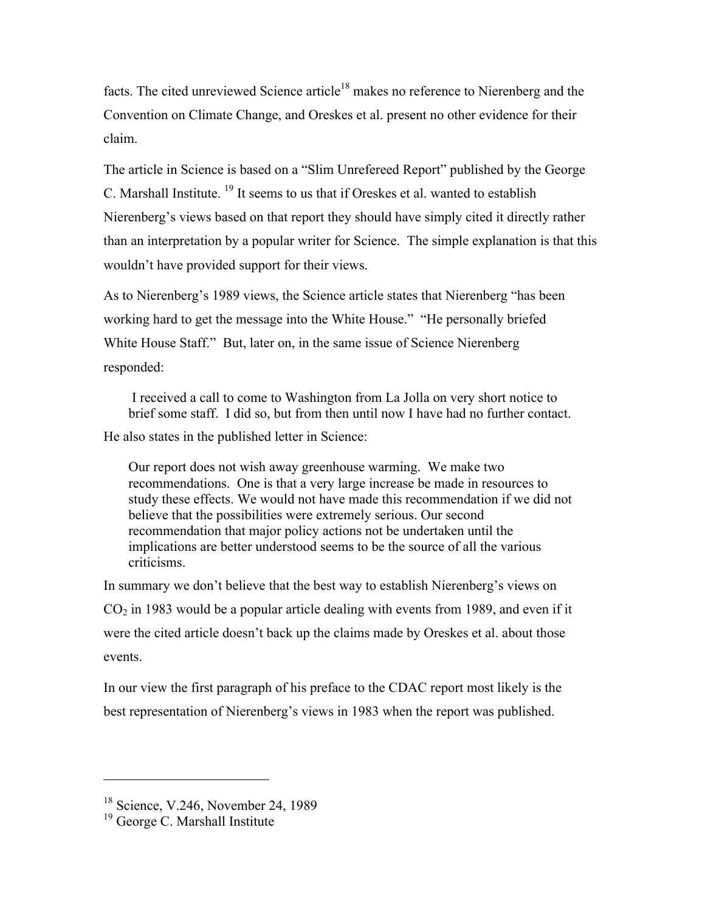facts. The cited unreviewed Science article[18] makes no reference to Nierenberg and the Convention on Climate Change, and Oreskes et al. present no other evidence for their claim.

The article in Science is based on a "Slim Unrefereed Report" published by the George C. Marshall Institute. [19] It seems to us that if Oreskes et al. wanted to establish Nierenberg's views based on that report they should have simply cited it directly rather than an interpretation by a popular writer for Science. The simple explanation is that this wouldn't have provided support for their views.

As to Nierenberg's 1989 views, the Science article states that Nierenberg "has been working hard to get the message into the White House." "He personally briefed White House Staff." But, later on, in the same issue of Science Nierenberg responded:

> I received a call to come to Washington from La Jolla on very short notice to brief some staff. I did so, but from then until now I have had no further contact.

He also states in the published letter in Science:

> Our report does not wish away greenhouse warming. We make two recommendations. One is that a very large increase be made in resources to study these effects. We would not have made this recommendation if we did not believe that the possibilities were extremely serious. Our second recommendation that major policy actions not be undertaken until the implications are better understood seems to be the source of all the various criticisms.

In summary we don't believe that the best way to establish Nierenberg's views on $CO_2$ in 1983 would be a popular article dealing with events from 1989, and even if it were the cited article doesn't back up the claims made by Oreskes et al. about those events.

In our view the first paragraph of his preface to the CDAC report most likely is the best representation of Nierenberg's views in 1983 when the report was published.

---

[18] Science, V.246, November 24, 1989

[19] George C. Marshall Institute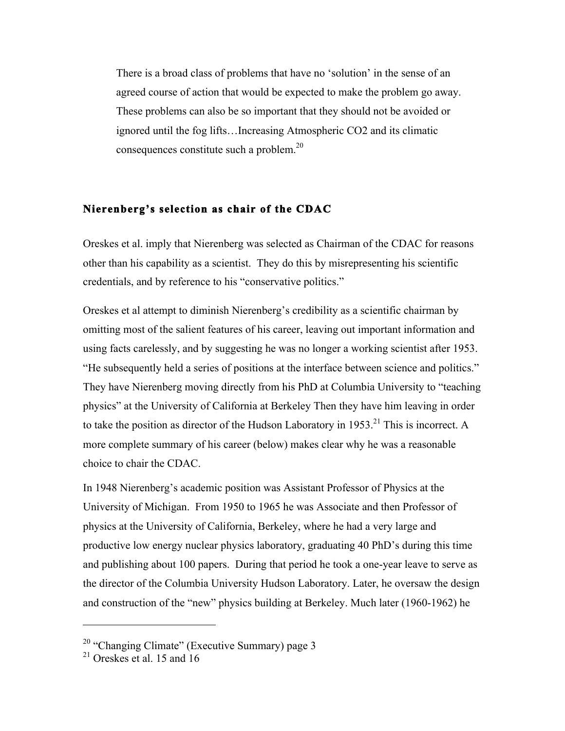> There is a broad class of problems that have no 'solution' in the sense of an agreed course of action that would be expected to make the problem go away. These problems can also be so important that they should not be avoided or ignored until the fog lifts…Increasing Atmospheric CO2 and its climatic consequences constitute such a problem.[20]

## Nierenberg's selection as chair of the CDAC

Oreskes et al. imply that Nierenberg was selected as Chairman of the CDAC for reasons other than his capability as a scientist. They do this by misrepresenting his scientific credentials, and by reference to his "conservative politics."

Oreskes et al attempt to diminish Nierenberg's credibility as a scientific chairman by omitting most of the salient features of his career, leaving out important information and using facts carelessly, and by suggesting he was no longer a working scientist after 1953. "He subsequently held a series of positions at the interface between science and politics." They have Nierenberg moving directly from his PhD at Columbia University to "teaching physics" at the University of California at Berkeley Then they have him leaving in order to take the position as director of the Hudson Laboratory in 1953.[21] This is incorrect. A more complete summary of his career (below) makes clear why he was a reasonable choice to chair the CDAC.

In 1948 Nierenberg's academic position was Assistant Professor of Physics at the University of Michigan. From 1950 to 1965 he was Associate and then Professor of physics at the University of California, Berkeley, where he had a very large and productive low energy nuclear physics laboratory, graduating 40 PhD's during this time and publishing about 100 papers. During that period he took a one-year leave to serve as the director of the Columbia University Hudson Laboratory. Later, he oversaw the design and construction of the "new" physics building at Berkeley. Much later (1960-1962) he

---

[20] "Changing Climate" (Executive Summary) page 3

[21] Oreskes et al. 15 and 16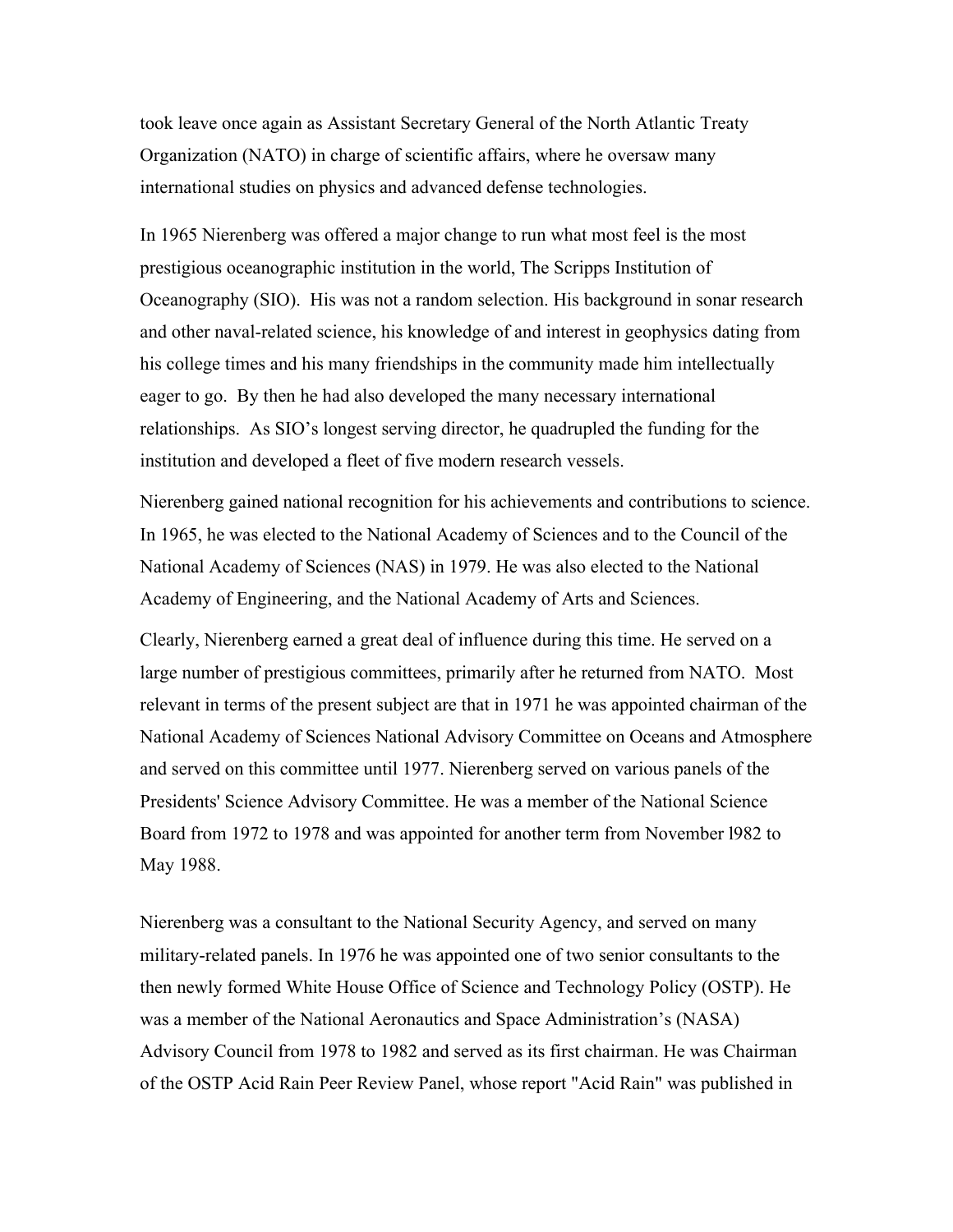took leave once again as Assistant Secretary General of the North Atlantic Treaty Organization (NATO) in charge of scientific affairs, where he oversaw many international studies on physics and advanced defense technologies.

In 1965 Nierenberg was offered a major change to run what most feel is the most prestigious oceanographic institution in the world, The Scripps Institution of Oceanography (SIO). His was not a random selection. His background in sonar research and other naval-related science, his knowledge of and interest in geophysics dating from his college times and his many friendships in the community made him intellectually eager to go. By then he had also developed the many necessary international relationships. As SIO's longest serving director, he quadrupled the funding for the institution and developed a fleet of five modern research vessels.

Nierenberg gained national recognition for his achievements and contributions to science. In 1965, he was elected to the National Academy of Sciences and to the Council of the National Academy of Sciences (NAS) in 1979. He was also elected to the National Academy of Engineering, and the National Academy of Arts and Sciences.

Clearly, Nierenberg earned a great deal of influence during this time. He served on a large number of prestigious committees, primarily after he returned from NATO. Most relevant in terms of the present subject are that in 1971 he was appointed chairman of the National Academy of Sciences National Advisory Committee on Oceans and Atmosphere and served on this committee until 1977. Nierenberg served on various panels of the Presidents' Science Advisory Committee. He was a member of the National Science Board from 1972 to 1978 and was appointed for another term from November l982 to May 1988.

Nierenberg was a consultant to the National Security Agency, and served on many military-related panels. In 1976 he was appointed one of two senior consultants to the then newly formed White House Office of Science and Technology Policy (OSTP). He was a member of the National Aeronautics and Space Administration's (NASA) Advisory Council from 1978 to 1982 and served as its first chairman. He was Chairman of the OSTP Acid Rain Peer Review Panel, whose report "Acid Rain" was published in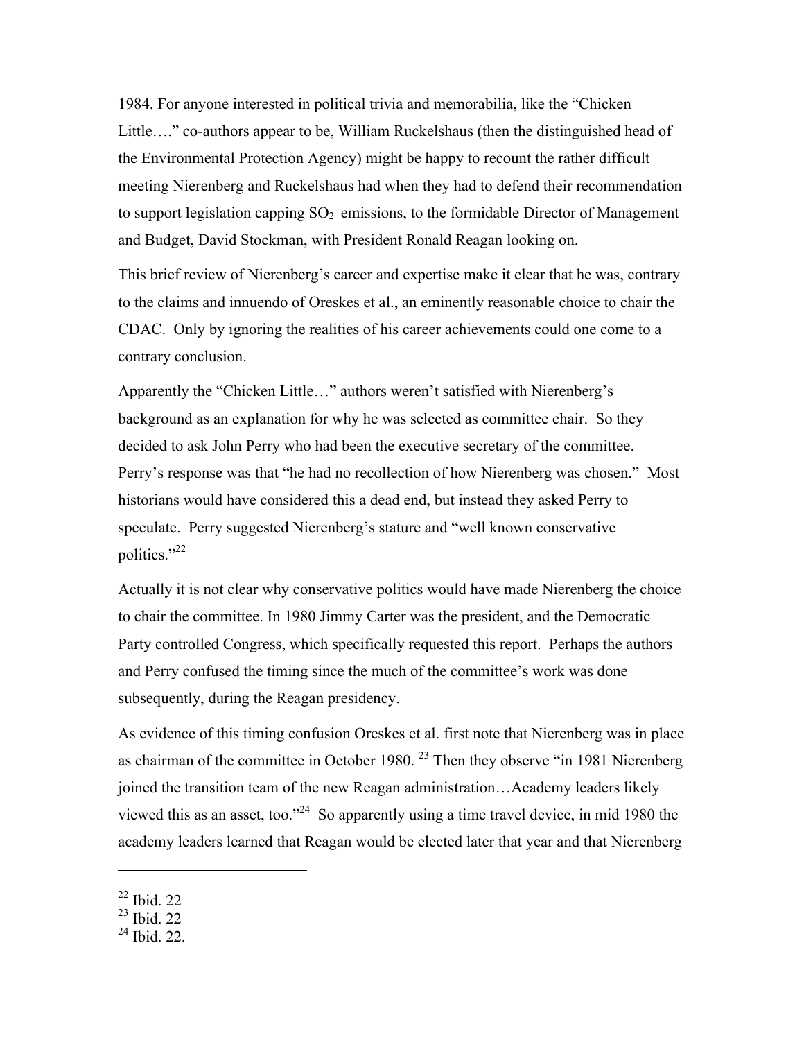1984. For anyone interested in political trivia and memorabilia, like the "Chicken Little…." co-authors appear to be, William Ruckelshaus (then the distinguished head of the Environmental Protection Agency) might be happy to recount the rather difficult meeting Nierenberg and Ruckelshaus had when they had to defend their recommendation to support legislation capping $SO_2$ emissions, to the formidable Director of Management and Budget, David Stockman, with President Ronald Reagan looking on.

This brief review of Nierenberg's career and expertise make it clear that he was, contrary to the claims and innuendo of Oreskes et al., an eminently reasonable choice to chair the CDAC. Only by ignoring the realities of his career achievements could one come to a contrary conclusion.

Apparently the "Chicken Little…" authors weren't satisfied with Nierenberg's background as an explanation for why he was selected as committee chair. So they decided to ask John Perry who had been the executive secretary of the committee. Perry's response was that "he had no recollection of how Nierenberg was chosen." Most historians would have considered this a dead end, but instead they asked Perry to speculate. Perry suggested Nierenberg's stature and "well known conservative politics."[22]

Actually it is not clear why conservative politics would have made Nierenberg the choice to chair the committee. In 1980 Jimmy Carter was the president, and the Democratic Party controlled Congress, which specifically requested this report. Perhaps the authors and Perry confused the timing since the much of the committee's work was done subsequently, during the Reagan presidency.

As evidence of this timing confusion Oreskes et al. first note that Nierenberg was in place as chairman of the committee in October 1980. [23] Then they observe "in 1981 Nierenberg joined the transition team of the new Reagan administration…Academy leaders likely viewed this as an asset, too."[24] So apparently using a time travel device, in mid 1980 the academy leaders learned that Reagan would be elected later that year and that Nierenberg

---

[22] Ibid. 22
[23] Ibid. 22
[24] Ibid. 22.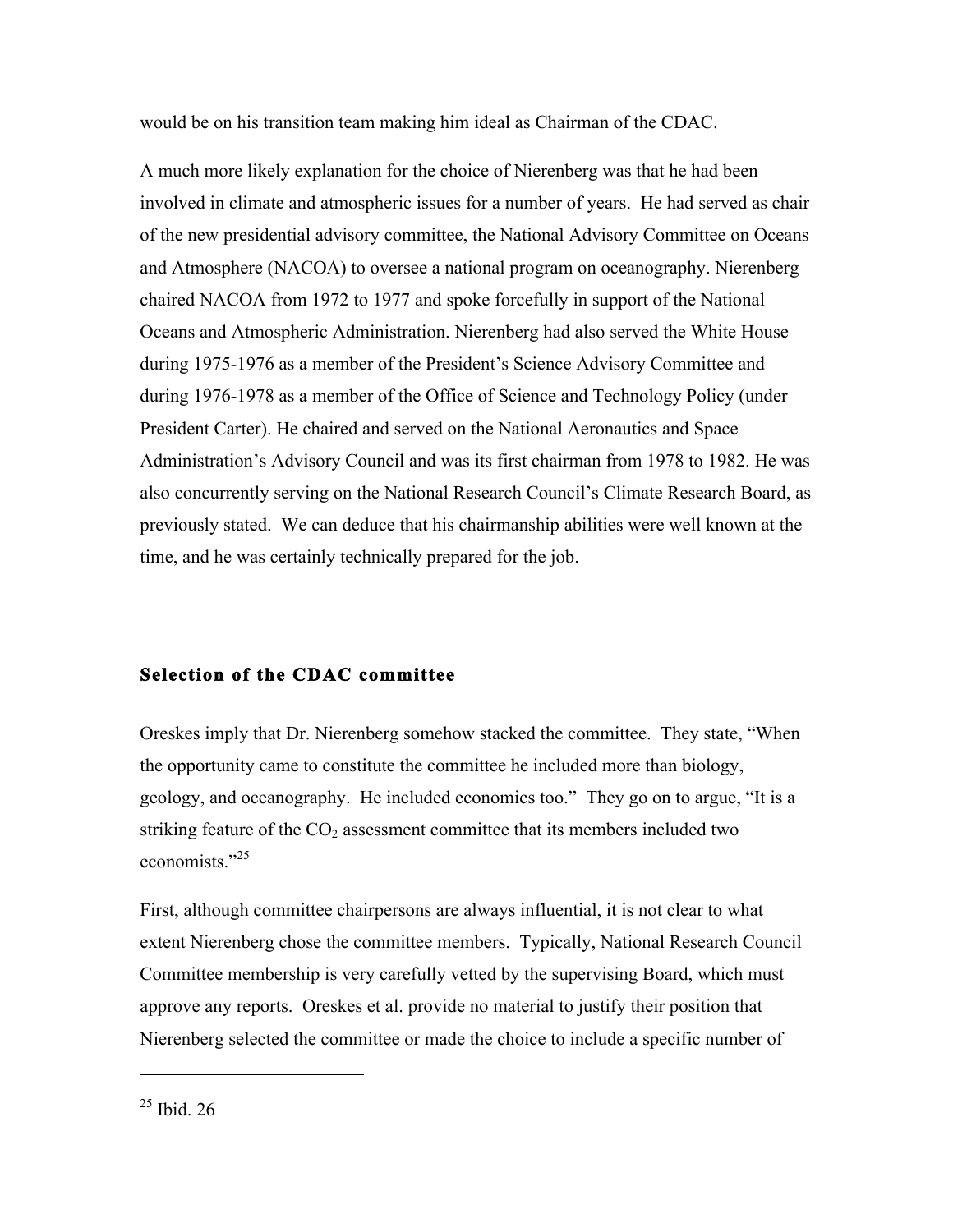would be on his transition team making him ideal as Chairman of the CDAC.

A much more likely explanation for the choice of Nierenberg was that he had been involved in climate and atmospheric issues for a number of years. He had served as chair of the new presidential advisory committee, the National Advisory Committee on Oceans and Atmosphere (NACOA) to oversee a national program on oceanography. Nierenberg chaired NACOA from 1972 to 1977 and spoke forcefully in support of the National Oceans and Atmospheric Administration. Nierenberg had also served the White House during 1975-1976 as a member of the President's Science Advisory Committee and during 1976-1978 as a member of the Office of Science and Technology Policy (under President Carter). He chaired and served on the National Aeronautics and Space Administration's Advisory Council and was its first chairman from 1978 to 1982. He was also concurrently serving on the National Research Council's Climate Research Board, as previously stated. We can deduce that his chairmanship abilities were well known at the time, and he was certainly technically prepared for the job.

### Selection of the CDAC committee

Oreskes imply that Dr. Nierenberg somehow stacked the committee. They state, "When the opportunity came to constitute the committee he included more than biology, geology, and oceanography. He included economics too." They go on to argue, "It is a striking feature of the $CO_2$ assessment committee that its members included two economists."[25]

First, although committee chairpersons are always influential, it is not clear to what extent Nierenberg chose the committee members. Typically, National Research Council Committee membership is very carefully vetted by the supervising Board, which must approve any reports. Oreskes et al. provide no material to justify their position that Nierenberg selected the committee or made the choice to include a specific number of

---

[25] Ibid. 26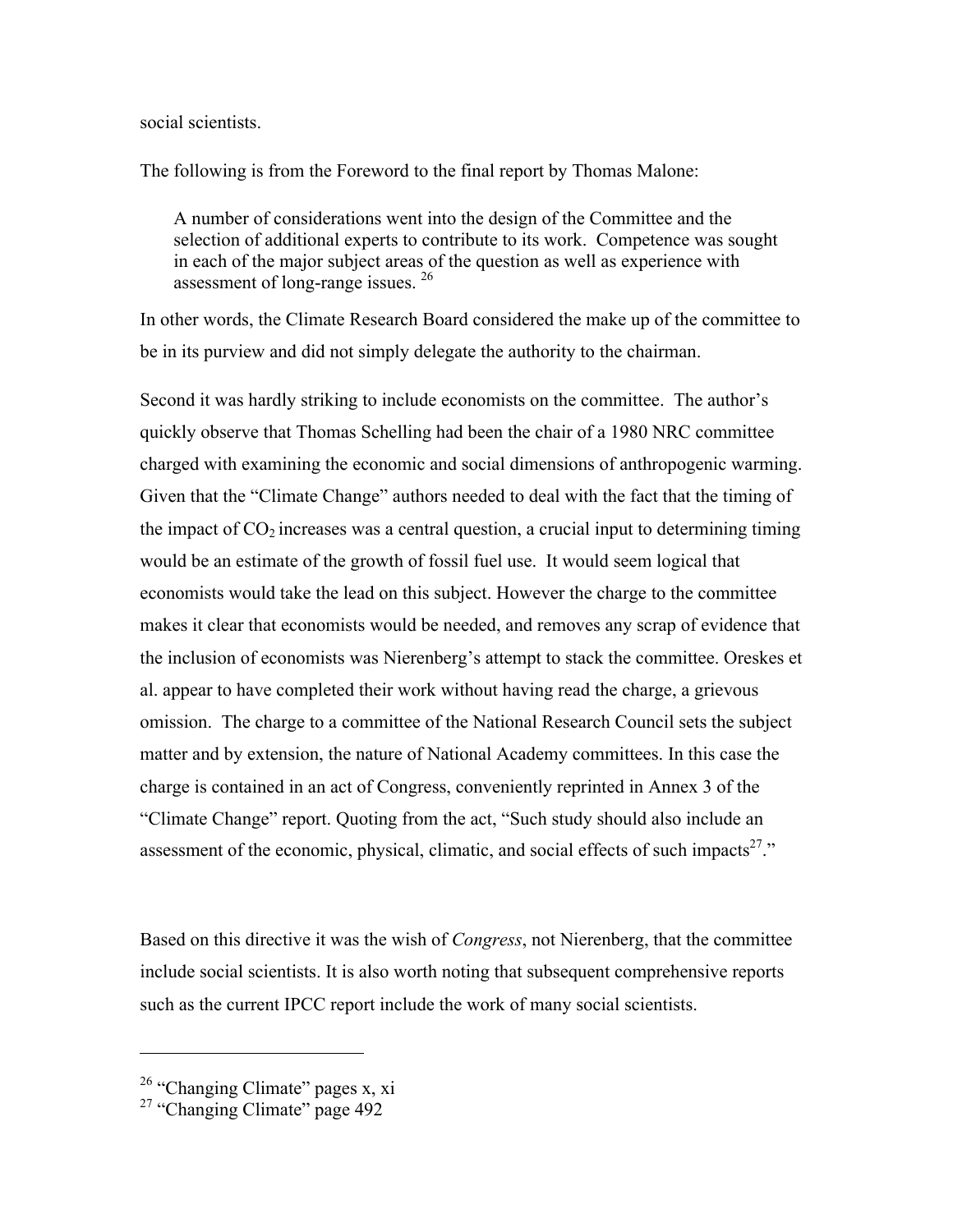social scientists.

The following is from the Foreword to the final report by Thomas Malone:

> A number of considerations went into the design of the Committee and the selection of additional experts to contribute to its work. Competence was sought in each of the major subject areas of the question as well as experience with assessment of long-range issues. [26]

In other words, the Climate Research Board considered the make up of the committee to be in its purview and did not simply delegate the authority to the chairman.

Second it was hardly striking to include economists on the committee. The author's quickly observe that Thomas Schelling had been the chair of a 1980 NRC committee charged with examining the economic and social dimensions of anthropogenic warming. Given that the "Climate Change" authors needed to deal with the fact that the timing of the impact of $CO_2$ increases was a central question, a crucial input to determining timing would be an estimate of the growth of fossil fuel use. It would seem logical that economists would take the lead on this subject. However the charge to the committee makes it clear that economists would be needed, and removes any scrap of evidence that the inclusion of economists was Nierenberg's attempt to stack the committee. Oreskes et al. appear to have completed their work without having read the charge, a grievous omission. The charge to a committee of the National Research Council sets the subject matter and by extension, the nature of National Academy committees. In this case the charge is contained in an act of Congress, conveniently reprinted in Annex 3 of the "Climate Change" report. Quoting from the act, "Such study should also include an assessment of the economic, physical, climatic, and social effects of such impacts[27]."

Based on this directive it was the wish of *Congress*, not Nierenberg, that the committee include social scientists. It is also worth noting that subsequent comprehensive reports such as the current IPCC report include the work of many social scientists.

---

[26] "Changing Climate" pages x, xi

[27] "Changing Climate" page 492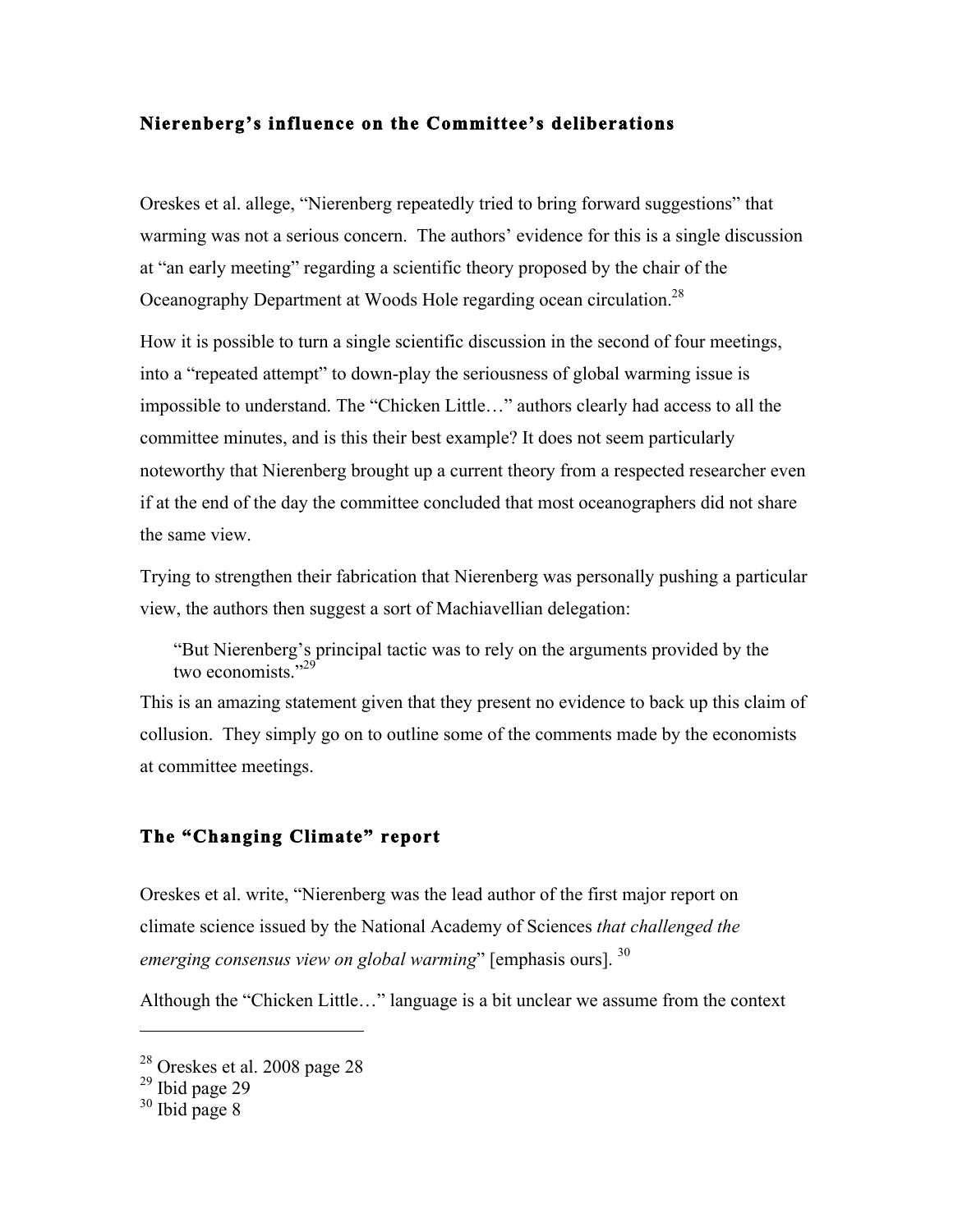### Nierenberg's influence on the Committee's deliberations

Oreskes et al. allege, "Nierenberg repeatedly tried to bring forward suggestions" that warming was not a serious concern. The authors' evidence for this is a single discussion at "an early meeting" regarding a scientific theory proposed by the chair of the Oceanography Department at Woods Hole regarding ocean circulation.[28]

How it is possible to turn a single scientific discussion in the second of four meetings, into a "repeated attempt" to down-play the seriousness of global warming issue is impossible to understand. The "Chicken Little…" authors clearly had access to all the committee minutes, and is this their best example? It does not seem particularly noteworthy that Nierenberg brought up a current theory from a respected researcher even if at the end of the day the committee concluded that most oceanographers did not share the same view.

Trying to strengthen their fabrication that Nierenberg was personally pushing a particular view, the authors then suggest a sort of Machiavellian delegation:

> "But Nierenberg's principal tactic was to rely on the arguments provided by the two economists."[29]

This is an amazing statement given that they present no evidence to back up this claim of collusion. They simply go on to outline some of the comments made by the economists at committee meetings.

### The "Changing Climate" report

Oreskes et al. write, "Nierenberg was the lead author of the first major report on climate science issued by the National Academy of Sciences *that challenged the emerging consensus view on global warming*" [emphasis ours]. [30]

Although the "Chicken Little…" language is a bit unclear we assume from the context

---

[28] Oreskes et al. 2008 page 28

[29] Ibid page 29

[30] Ibid page 8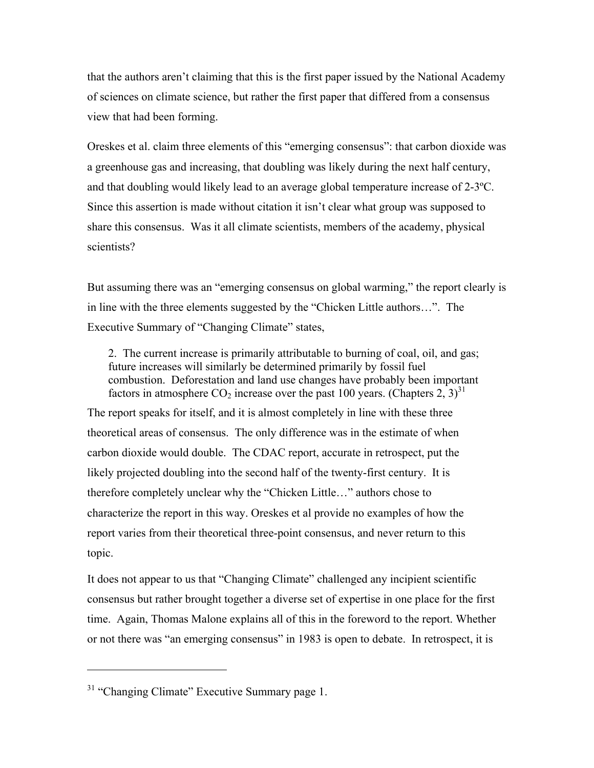that the authors aren't claiming that this is the first paper issued by the National Academy of sciences on climate science, but rather the first paper that differed from a consensus view that had been forming.

Oreskes et al. claim three elements of this "emerging consensus": that carbon dioxide was a greenhouse gas and increasing, that doubling was likely during the next half century, and that doubling would likely lead to an average global temperature increase of 2-3ºC. Since this assertion is made without citation it isn't clear what group was supposed to share this consensus. Was it all climate scientists, members of the academy, physical scientists?

But assuming there was an "emerging consensus on global warming," the report clearly is in line with the three elements suggested by the "Chicken Little authors…". The Executive Summary of "Changing Climate" states,

> 2. The current increase is primarily attributable to burning of coal, oil, and gas; future increases will similarly be determined primarily by fossil fuel combustion. Deforestation and land use changes have probably been important factors in atmosphere $CO_2$ increase over the past 100 years. (Chapters 2, 3)[31]

The report speaks for itself, and it is almost completely in line with these three theoretical areas of consensus. The only difference was in the estimate of when carbon dioxide would double. The CDAC report, accurate in retrospect, put the likely projected doubling into the second half of the twenty-first century. It is therefore completely unclear why the "Chicken Little…" authors chose to characterize the report in this way. Oreskes et al provide no examples of how the report varies from their theoretical three-point consensus, and never return to this topic.

It does not appear to us that "Changing Climate" challenged any incipient scientific consensus but rather brought together a diverse set of expertise in one place for the first time. Again, Thomas Malone explains all of this in the foreword to the report. Whether or not there was "an emerging consensus" in 1983 is open to debate. In retrospect, it is

---

[31] "Changing Climate" Executive Summary page 1.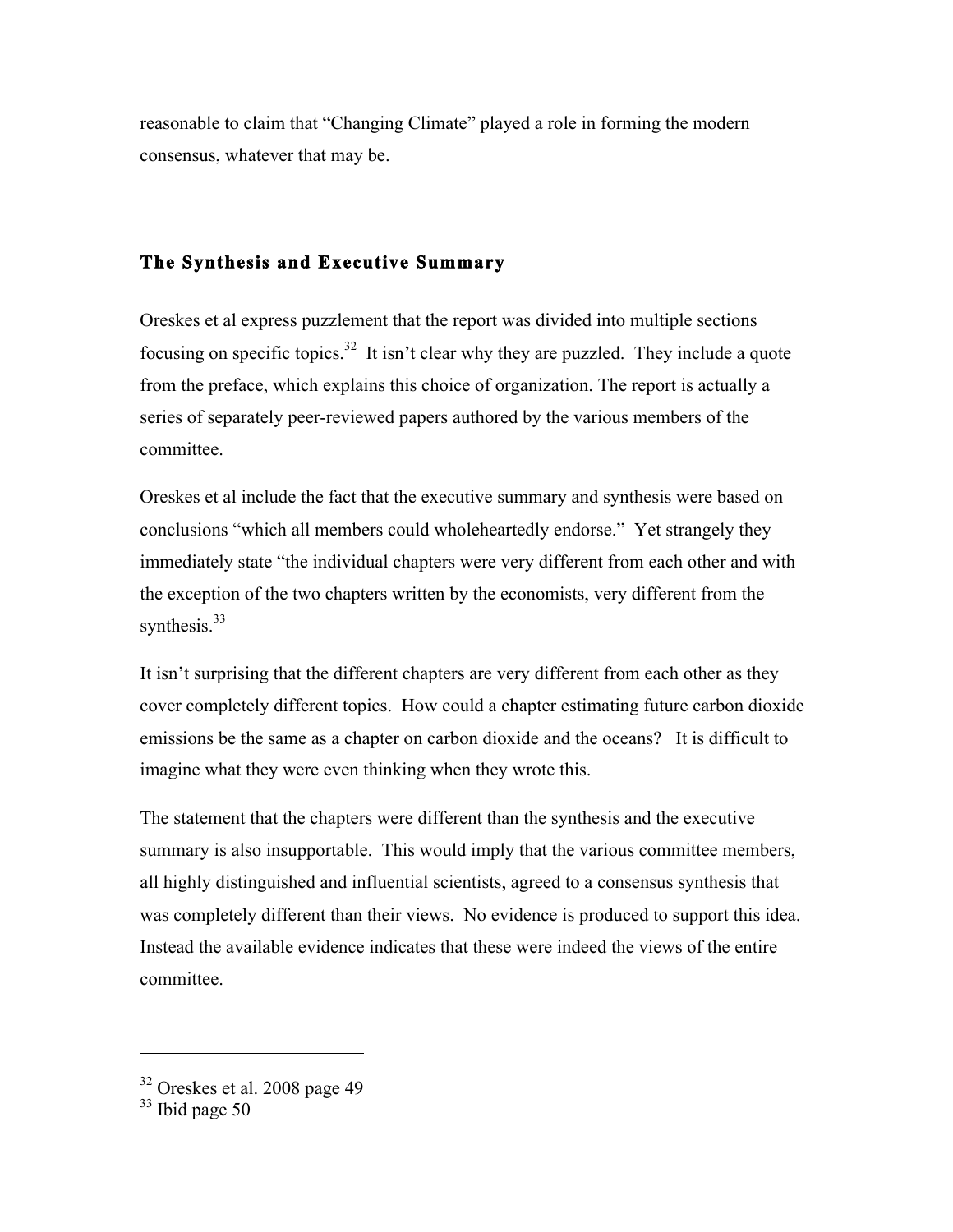reasonable to claim that "Changing Climate" played a role in forming the modern consensus, whatever that may be.

## The Synthesis and Executive Summary

Oreskes et al express puzzlement that the report was divided into multiple sections focusing on specific topics.[32] It isn't clear why they are puzzled. They include a quote from the preface, which explains this choice of organization. The report is actually a series of separately peer-reviewed papers authored by the various members of the committee.

Oreskes et al include the fact that the executive summary and synthesis were based on conclusions "which all members could wholeheartedly endorse." Yet strangely they immediately state "the individual chapters were very different from each other and with the exception of the two chapters written by the economists, very different from the synthesis.[33]

It isn't surprising that the different chapters are very different from each other as they cover completely different topics. How could a chapter estimating future carbon dioxide emissions be the same as a chapter on carbon dioxide and the oceans? It is difficult to imagine what they were even thinking when they wrote this.

The statement that the chapters were different than the synthesis and the executive summary is also insupportable. This would imply that the various committee members, all highly distinguished and influential scientists, agreed to a consensus synthesis that was completely different than their views. No evidence is produced to support this idea. Instead the available evidence indicates that these were indeed the views of the entire committee.

---

[32] Oreskes et al. 2008 page 49

[33] Ibid page 50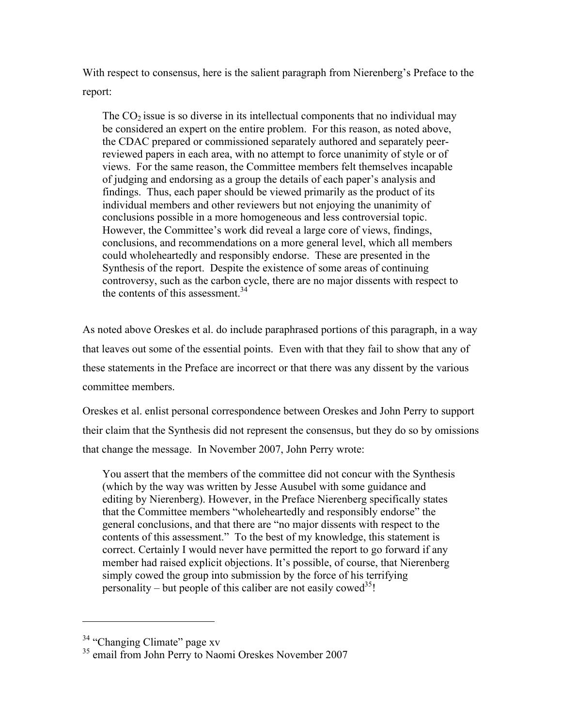With respect to consensus, here is the salient paragraph from Nierenberg's Preface to the report:

> The $CO_2$ issue is so diverse in its intellectual components that no individual may be considered an expert on the entire problem. For this reason, as noted above, the CDAC prepared or commissioned separately authored and separately peer-reviewed papers in each area, with no attempt to force unanimity of style or of views. For the same reason, the Committee members felt themselves incapable of judging and endorsing as a group the details of each paper's analysis and findings. Thus, each paper should be viewed primarily as the product of its individual members and other reviewers but not enjoying the unanimity of conclusions possible in a more homogeneous and less controversial topic. However, the Committee's work did reveal a large core of views, findings, conclusions, and recommendations on a more general level, which all members could wholeheartedly and responsibly endorse. These are presented in the Synthesis of the report. Despite the existence of some areas of continuing controversy, such as the carbon cycle, there are no major dissents with respect to the contents of this assessment.[34]

As noted above Oreskes et al. do include paraphrased portions of this paragraph, in a way that leaves out some of the essential points. Even with that they fail to show that any of these statements in the Preface are incorrect or that there was any dissent by the various committee members.

Oreskes et al. enlist personal correspondence between Oreskes and John Perry to support their claim that the Synthesis did not represent the consensus, but they do so by omissions that change the message. In November 2007, John Perry wrote:

> You assert that the members of the committee did not concur with the Synthesis (which by the way was written by Jesse Ausubel with some guidance and editing by Nierenberg). However, in the Preface Nierenberg specifically states that the Committee members "wholeheartedly and responsibly endorse" the general conclusions, and that there are "no major dissents with respect to the contents of this assessment." To the best of my knowledge, this statement is correct. Certainly I would never have permitted the report to go forward if any member had raised explicit objections. It's possible, of course, that Nierenberg simply cowed the group into submission by the force of his terrifying personality – but people of this caliber are not easily cowed[35]!

---

[34] "Changing Climate" page xv

[35] email from John Perry to Naomi Oreskes November 2007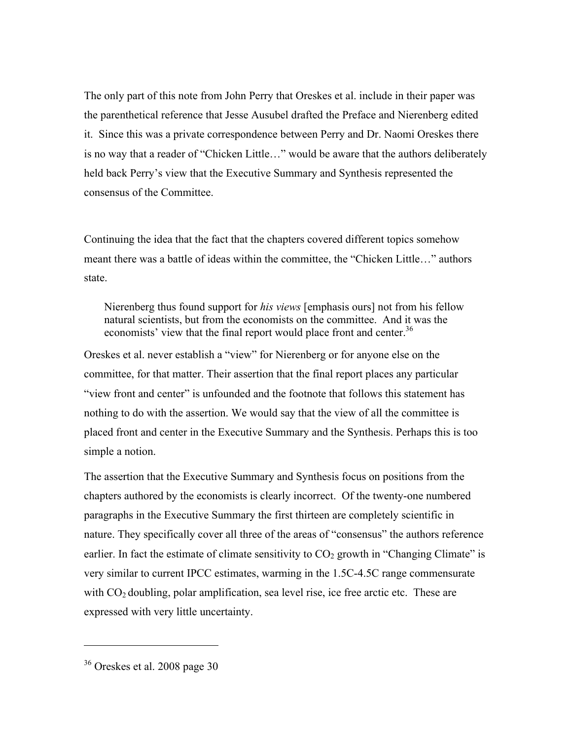The only part of this note from John Perry that Oreskes et al. include in their paper was the parenthetical reference that Jesse Ausubel drafted the Preface and Nierenberg edited it. Since this was a private correspondence between Perry and Dr. Naomi Oreskes there is no way that a reader of "Chicken Little…" would be aware that the authors deliberately held back Perry's view that the Executive Summary and Synthesis represented the consensus of the Committee.

Continuing the idea that the fact that the chapters covered different topics somehow meant there was a battle of ideas within the committee, the "Chicken Little…" authors state.

> Nierenberg thus found support for *his views* [emphasis ours] not from his fellow natural scientists, but from the economists on the committee. And it was the economists' view that the final report would place front and center.[36]

Oreskes et al. never establish a "view" for Nierenberg or for anyone else on the committee, for that matter. Their assertion that the final report places any particular "view front and center" is unfounded and the footnote that follows this statement has nothing to do with the assertion. We would say that the view of all the committee is placed front and center in the Executive Summary and the Synthesis. Perhaps this is too simple a notion.

The assertion that the Executive Summary and Synthesis focus on positions from the chapters authored by the economists is clearly incorrect. Of the twenty-one numbered paragraphs in the Executive Summary the first thirteen are completely scientific in nature. They specifically cover all three of the areas of "consensus" the authors reference earlier. In fact the estimate of climate sensitivity to $CO_2$ growth in "Changing Climate" is very similar to current IPCC estimates, warming in the 1.5C-4.5C range commensurate with $CO_2$ doubling, polar amplification, sea level rise, ice free arctic etc. These are expressed with very little uncertainty.

---

[36] Oreskes et al. 2008 page 30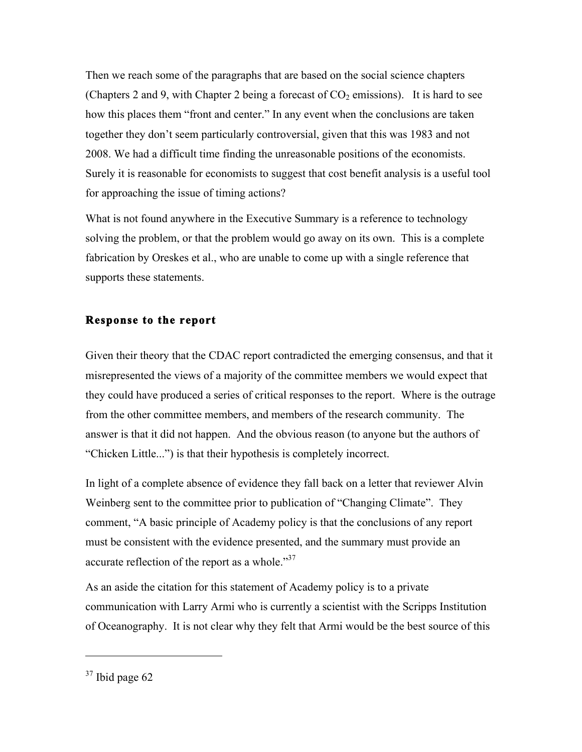Then we reach some of the paragraphs that are based on the social science chapters (Chapters 2 and 9, with Chapter 2 being a forecast of $CO_2$ emissions). It is hard to see how this places them "front and center." In any event when the conclusions are taken together they don't seem particularly controversial, given that this was 1983 and not 2008. We had a difficult time finding the unreasonable positions of the economists. Surely it is reasonable for economists to suggest that cost benefit analysis is a useful tool for approaching the issue of timing actions?

What is not found anywhere in the Executive Summary is a reference to technology solving the problem, or that the problem would go away on its own. This is a complete fabrication by Oreskes et al., who are unable to come up with a single reference that supports these statements.

## Response to the report

Given their theory that the CDAC report contradicted the emerging consensus, and that it misrepresented the views of a majority of the committee members we would expect that they could have produced a series of critical responses to the report. Where is the outrage from the other committee members, and members of the research community. The answer is that it did not happen. And the obvious reason (to anyone but the authors of "Chicken Little...") is that their hypothesis is completely incorrect.

In light of a complete absence of evidence they fall back on a letter that reviewer Alvin Weinberg sent to the committee prior to publication of "Changing Climate". They comment, "A basic principle of Academy policy is that the conclusions of any report must be consistent with the evidence presented, and the summary must provide an accurate reflection of the report as a whole."[37]

As an aside the citation for this statement of Academy policy is to a private communication with Larry Armi who is currently a scientist with the Scripps Institution of Oceanography. It is not clear why they felt that Armi would be the best source of this

[37] Ibid page 62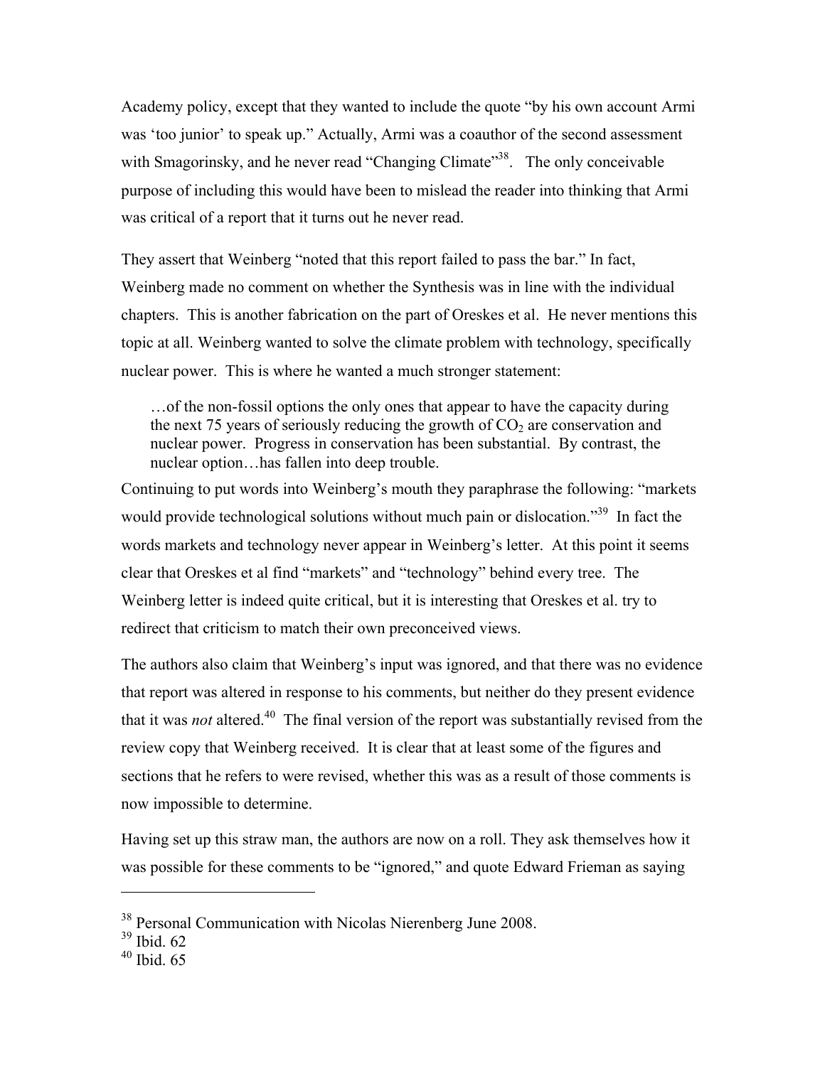Academy policy, except that they wanted to include the quote "by his own account Armi was 'too junior' to speak up." Actually, Armi was a coauthor of the second assessment with Smagorinsky, and he never read "Changing Climate"[38]. The only conceivable purpose of including this would have been to mislead the reader into thinking that Armi was critical of a report that it turns out he never read.

They assert that Weinberg "noted that this report failed to pass the bar." In fact, Weinberg made no comment on whether the Synthesis was in line with the individual chapters. This is another fabrication on the part of Oreskes et al. He never mentions this topic at all. Weinberg wanted to solve the climate problem with technology, specifically nuclear power. This is where he wanted a much stronger statement:

> …of the non-fossil options the only ones that appear to have the capacity during the next 75 years of seriously reducing the growth of $CO_2$ are conservation and nuclear power. Progress in conservation has been substantial. By contrast, the nuclear option…has fallen into deep trouble.

Continuing to put words into Weinberg's mouth they paraphrase the following: "markets would provide technological solutions without much pain or dislocation."[39] In fact the words markets and technology never appear in Weinberg's letter. At this point it seems clear that Oreskes et al find "markets" and "technology" behind every tree. The Weinberg letter is indeed quite critical, but it is interesting that Oreskes et al. try to redirect that criticism to match their own preconceived views.

The authors also claim that Weinberg's input was ignored, and that there was no evidence that report was altered in response to his comments, but neither do they present evidence that it was *not* altered.[40] The final version of the report was substantially revised from the review copy that Weinberg received. It is clear that at least some of the figures and sections that he refers to were revised, whether this was as a result of those comments is now impossible to determine.

Having set up this straw man, the authors are now on a roll. They ask themselves how it was possible for these comments to be "ignored," and quote Edward Frieman as saying

---

[38] Personal Communication with Nicolas Nierenberg June 2008.

[39] Ibid. 62

[40] Ibid. 65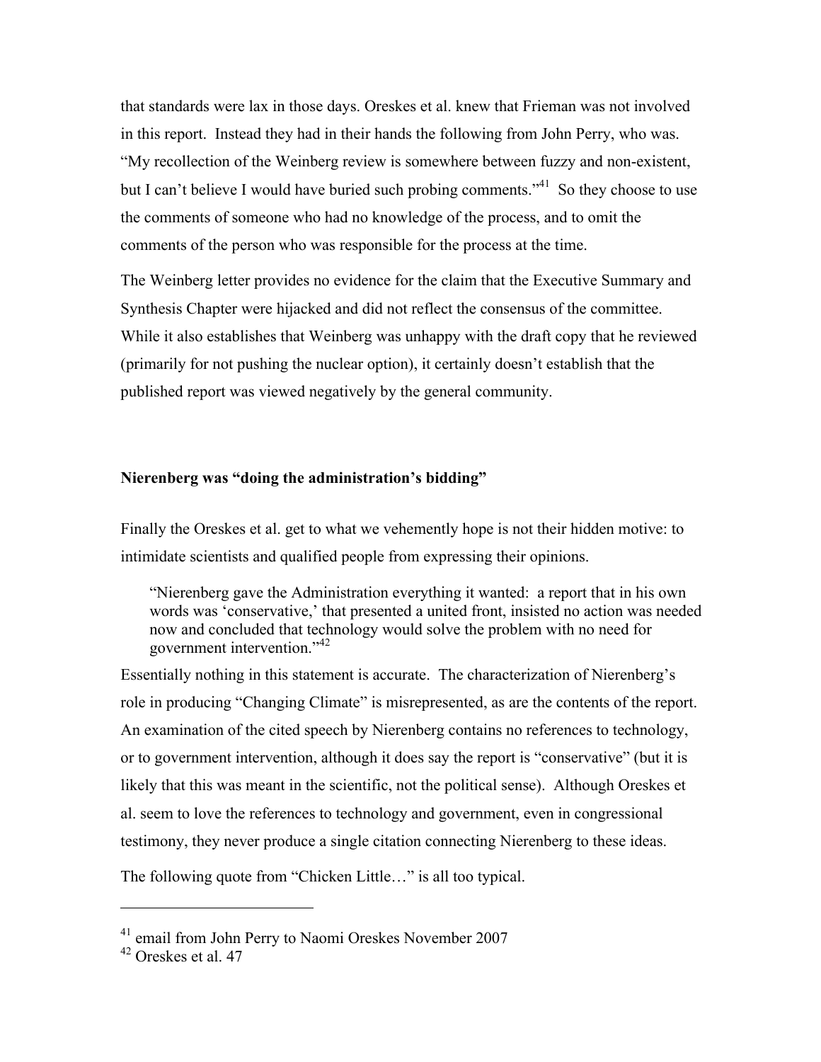that standards were lax in those days. Oreskes et al. knew that Frieman was not involved in this report. Instead they had in their hands the following from John Perry, who was. "My recollection of the Weinberg review is somewhere between fuzzy and non-existent, but I can't believe I would have buried such probing comments."[41] So they choose to use the comments of someone who had no knowledge of the process, and to omit the comments of the person who was responsible for the process at the time.

The Weinberg letter provides no evidence for the claim that the Executive Summary and Synthesis Chapter were hijacked and did not reflect the consensus of the committee. While it also establishes that Weinberg was unhappy with the draft copy that he reviewed (primarily for not pushing the nuclear option), it certainly doesn't establish that the published report was viewed negatively by the general community.

### Nierenberg was "doing the administration's bidding"

Finally the Oreskes et al. get to what we vehemently hope is not their hidden motive: to intimidate scientists and qualified people from expressing their opinions.

> "Nierenberg gave the Administration everything it wanted: a report that in his own words was 'conservative,' that presented a united front, insisted no action was needed now and concluded that technology would solve the problem with no need for government intervention."[42]

Essentially nothing in this statement is accurate. The characterization of Nierenberg's role in producing "Changing Climate" is misrepresented, as are the contents of the report. An examination of the cited speech by Nierenberg contains no references to technology, or to government intervention, although it does say the report is "conservative" (but it is likely that this was meant in the scientific, not the political sense). Although Oreskes et al. seem to love the references to technology and government, even in congressional testimony, they never produce a single citation connecting Nierenberg to these ideas.

The following quote from "Chicken Little…" is all too typical.

---

[41] email from John Perry to Naomi Oreskes November 2007

[42] Oreskes et al. 47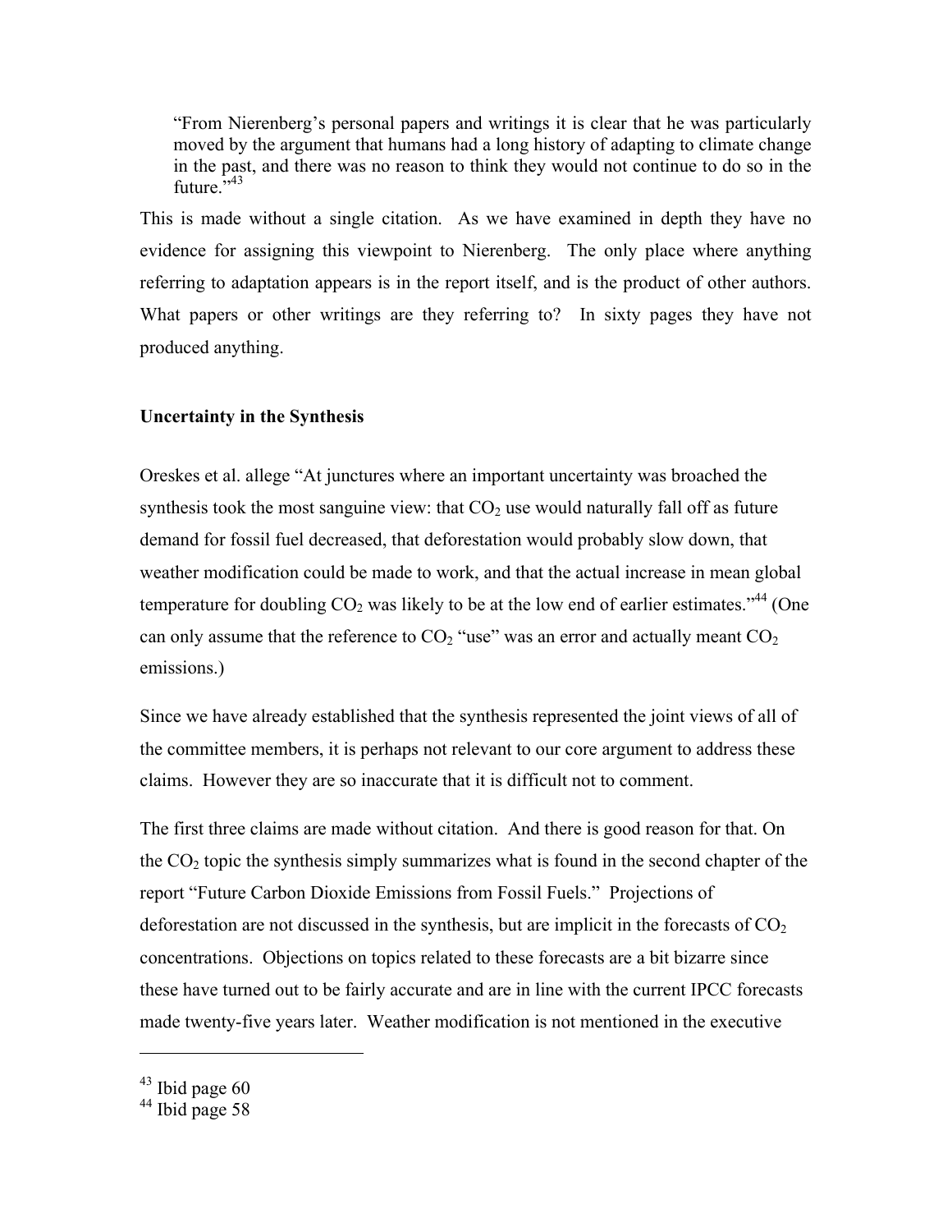> "From Nierenberg's personal papers and writings it is clear that he was particularly moved by the argument that humans had a long history of adapting to climate change in the past, and there was no reason to think they would not continue to do so in the future."[43]

This is made without a single citation. As we have examined in depth they have no evidence for assigning this viewpoint to Nierenberg. The only place where anything referring to adaptation appears is in the report itself, and is the product of other authors. What papers or other writings are they referring to? In sixty pages they have not produced anything.

**Uncertainty in the Synthesis**

Oreskes et al. allege "At junctures where an important uncertainty was broached the synthesis took the most sanguine view: that $CO_2$ use would naturally fall off as future demand for fossil fuel decreased, that deforestation would probably slow down, that weather modification could be made to work, and that the actual increase in mean global temperature for doubling $CO_2$ was likely to be at the low end of earlier estimates."[44] (One can only assume that the reference to $CO_2$ "use" was an error and actually meant $CO_2$ emissions.)

Since we have already established that the synthesis represented the joint views of all of the committee members, it is perhaps not relevant to our core argument to address these claims. However they are so inaccurate that it is difficult not to comment.

The first three claims are made without citation. And there is good reason for that. On the $CO_2$ topic the synthesis simply summarizes what is found in the second chapter of the report "Future Carbon Dioxide Emissions from Fossil Fuels." Projections of deforestation are not discussed in the synthesis, but are implicit in the forecasts of $CO_2$ concentrations. Objections on topics related to these forecasts are a bit bizarre since these have turned out to be fairly accurate and are in line with the current IPCC forecasts made twenty-five years later. Weather modification is not mentioned in the executive

---

[43] Ibid page 60

[44] Ibid page 58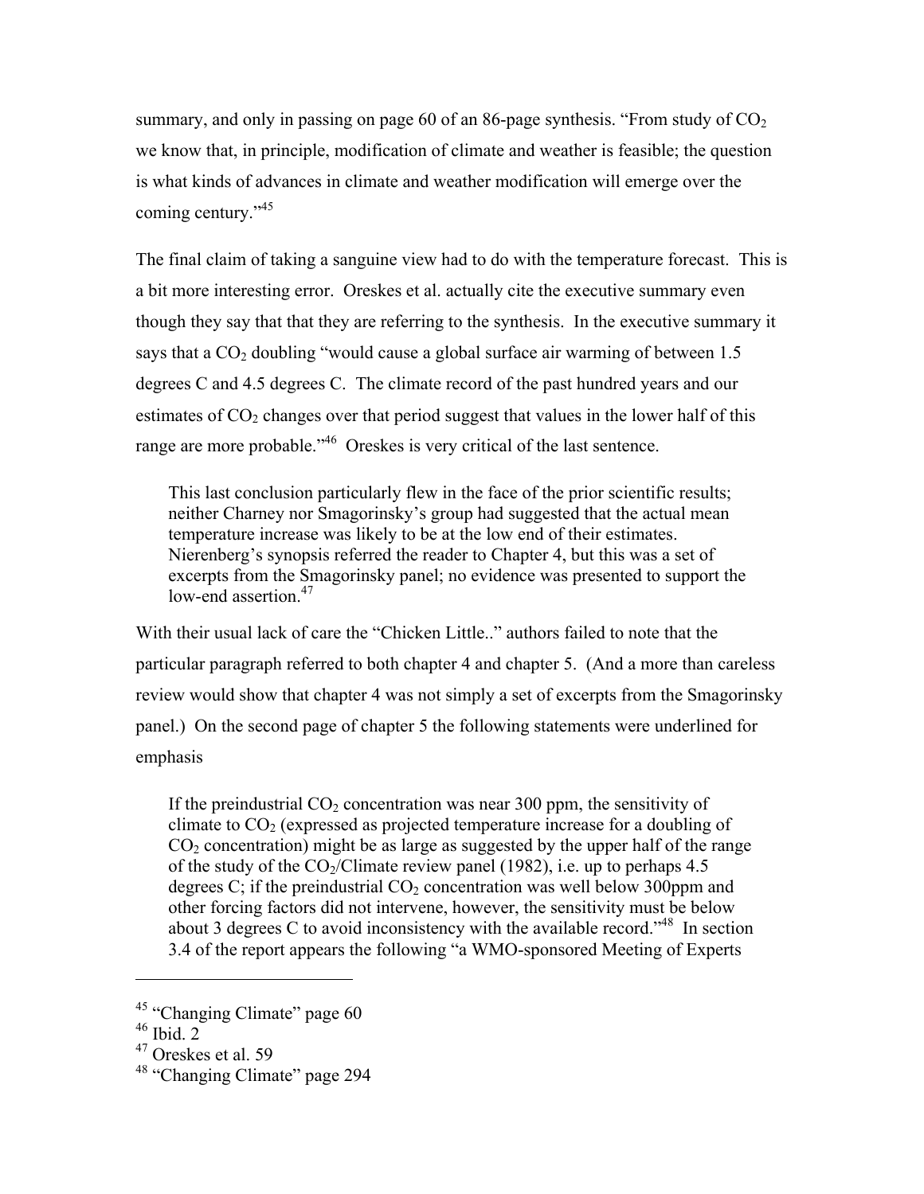summary, and only in passing on page 60 of an 86-page synthesis. "From study of $CO_2$ we know that, in principle, modification of climate and weather is feasible; the question is what kinds of advances in climate and weather modification will emerge over the coming century."[45]

The final claim of taking a sanguine view had to do with the temperature forecast. This is a bit more interesting error. Oreskes et al. actually cite the executive summary even though they say that that they are referring to the synthesis. In the executive summary it says that a $CO_2$ doubling "would cause a global surface air warming of between 1.5 degrees C and 4.5 degrees C. The climate record of the past hundred years and our estimates of $CO_2$ changes over that period suggest that values in the lower half of this range are more probable."[46] Oreskes is very critical of the last sentence.

> This last conclusion particularly flew in the face of the prior scientific results; neither Charney nor Smagorinsky's group had suggested that the actual mean temperature increase was likely to be at the low end of their estimates. Nierenberg's synopsis referred the reader to Chapter 4, but this was a set of excerpts from the Smagorinsky panel; no evidence was presented to support the low-end assertion.[47]

With their usual lack of care the "Chicken Little.." authors failed to note that the particular paragraph referred to both chapter 4 and chapter 5. (And a more than careless review would show that chapter 4 was not simply a set of excerpts from the Smagorinsky panel.) On the second page of chapter 5 the following statements were underlined for emphasis

> If the preindustrial $CO_2$ concentration was near 300 ppm, the sensitivity of climate to $CO_2$ (expressed as projected temperature increase for a doubling of $CO_2$ concentration) might be as large as suggested by the upper half of the range of the study of the $CO_2$/Climate review panel (1982), i.e. up to perhaps 4.5 degrees C; if the preindustrial $CO_2$ concentration was well below 300ppm and other forcing factors did not intervene, however, the sensitivity must be below about 3 degrees C to avoid inconsistency with the available record."[48] In section 3.4 of the report appears the following "a WMO-sponsored Meeting of Experts

---

[45] "Changing Climate" page 60

[46] Ibid. 2

[47] Oreskes et al. 59

[48] "Changing Climate" page 294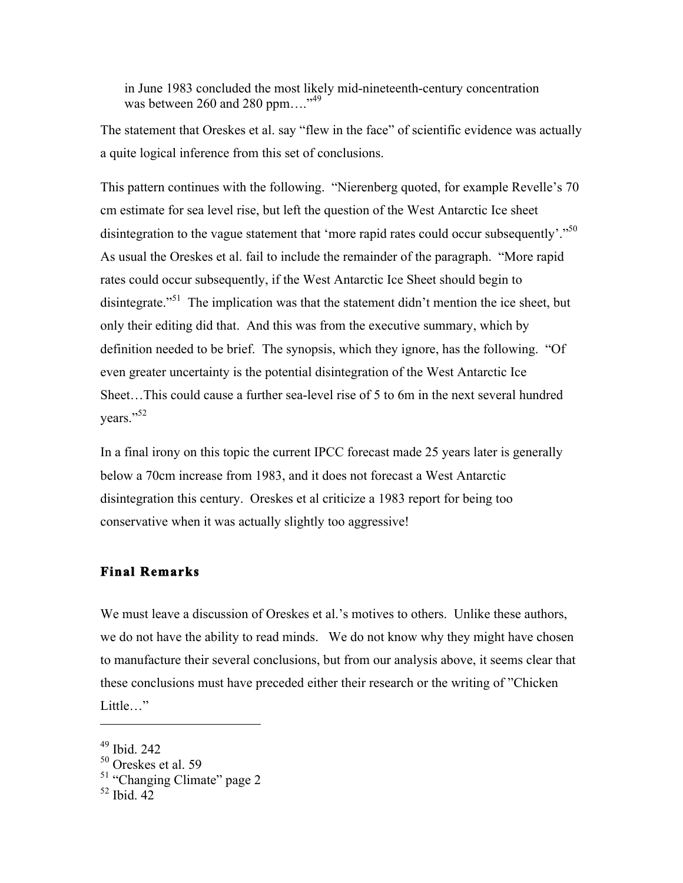> in June 1983 concluded the most likely mid-nineteenth-century concentration was between 260 and 280 ppm…."[49]

The statement that Oreskes et al. say "flew in the face" of scientific evidence was actually a quite logical inference from this set of conclusions.

This pattern continues with the following. "Nierenberg quoted, for example Revelle's 70 cm estimate for sea level rise, but left the question of the West Antarctic Ice sheet disintegration to the vague statement that 'more rapid rates could occur subsequently'."[50] As usual the Oreskes et al. fail to include the remainder of the paragraph. "More rapid rates could occur subsequently, if the West Antarctic Ice Sheet should begin to disintegrate."[51] The implication was that the statement didn't mention the ice sheet, but only their editing did that. And this was from the executive summary, which by definition needed to be brief. The synopsis, which they ignore, has the following. "Of even greater uncertainty is the potential disintegration of the West Antarctic Ice Sheet…This could cause a further sea-level rise of 5 to 6m in the next several hundred years."[52]

In a final irony on this topic the current IPCC forecast made 25 years later is generally below a 70cm increase from 1983, and it does not forecast a West Antarctic disintegration this century. Oreskes et al criticize a 1983 report for being too conservative when it was actually slightly too aggressive!

## Final Remarks

We must leave a discussion of Oreskes et al.'s motives to others. Unlike these authors, we do not have the ability to read minds. We do not know why they might have chosen to manufacture their several conclusions, but from our analysis above, it seems clear that these conclusions must have preceded either their research or the writing of "Chicken Little…"

---

[49] Ibid. 242
[50] Oreskes et al. 59
[51] "Changing Climate" page 2
[52] Ibid. 42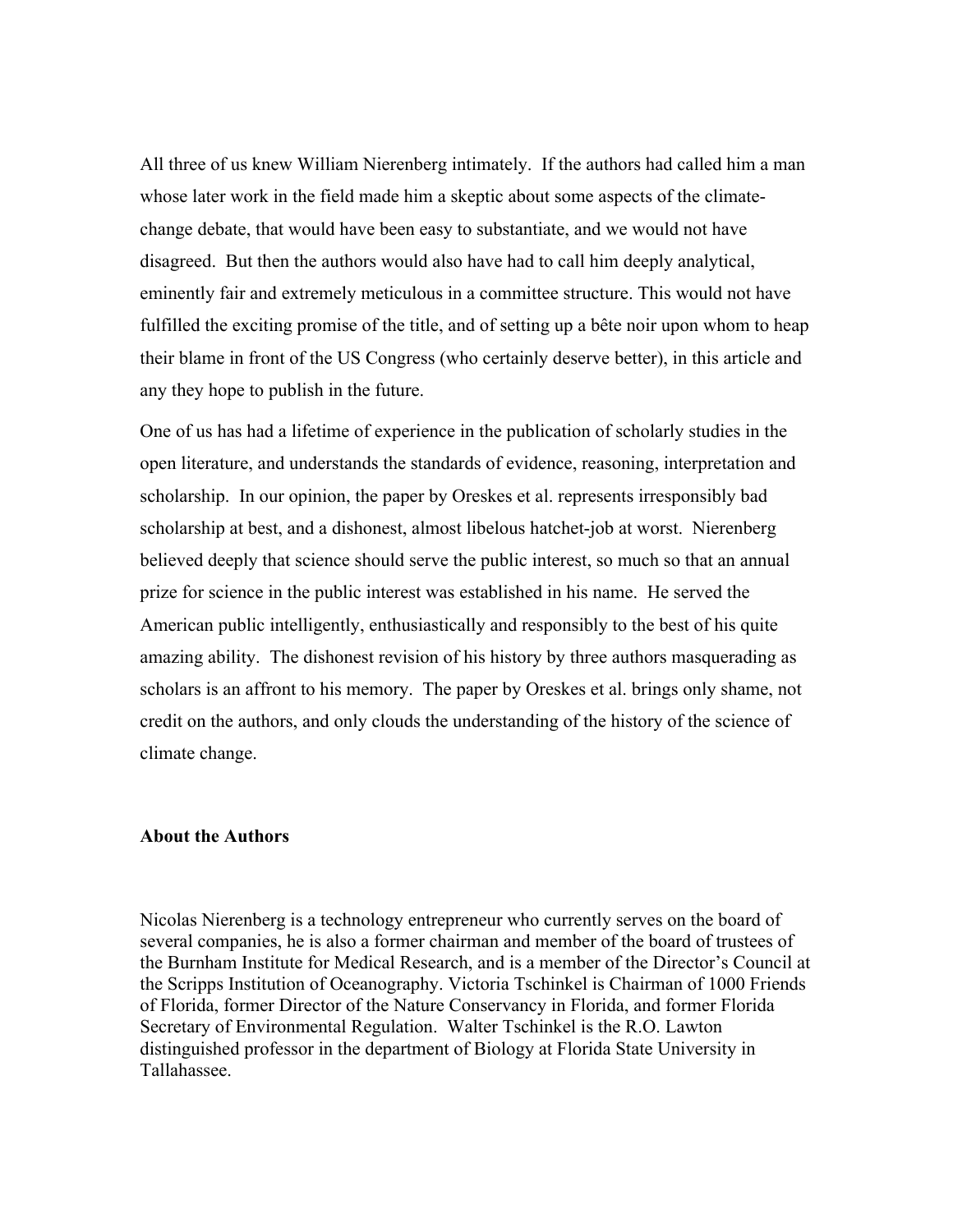All three of us knew William Nierenberg intimately. If the authors had called him a man whose later work in the field made him a skeptic about some aspects of the climate-change debate, that would have been easy to substantiate, and we would not have disagreed. But then the authors would also have had to call him deeply analytical, eminently fair and extremely meticulous in a committee structure. This would not have fulfilled the exciting promise of the title, and of setting up a bête noir upon whom to heap their blame in front of the US Congress (who certainly deserve better), in this article and any they hope to publish in the future.

One of us has had a lifetime of experience in the publication of scholarly studies in the open literature, and understands the standards of evidence, reasoning, interpretation and scholarship. In our opinion, the paper by Oreskes et al. represents irresponsibly bad scholarship at best, and a dishonest, almost libelous hatchet-job at worst. Nierenberg believed deeply that science should serve the public interest, so much so that an annual prize for science in the public interest was established in his name. He served the American public intelligently, enthusiastically and responsibly to the best of his quite amazing ability. The dishonest revision of his history by three authors masquerading as scholars is an affront to his memory. The paper by Oreskes et al. brings only shame, not credit on the authors, and only clouds the understanding of the history of the science of climate change.

**About the Authors**

Nicolas Nierenberg is a technology entrepreneur who currently serves on the board of several companies, he is also a former chairman and member of the board of trustees of the Burnham Institute for Medical Research, and is a member of the Director's Council at the Scripps Institution of Oceanography. Victoria Tschinkel is Chairman of 1000 Friends of Florida, former Director of the Nature Conservancy in Florida, and former Florida Secretary of Environmental Regulation. Walter Tschinkel is the R.O. Lawton distinguished professor in the department of Biology at Florida State University in Tallahassee.